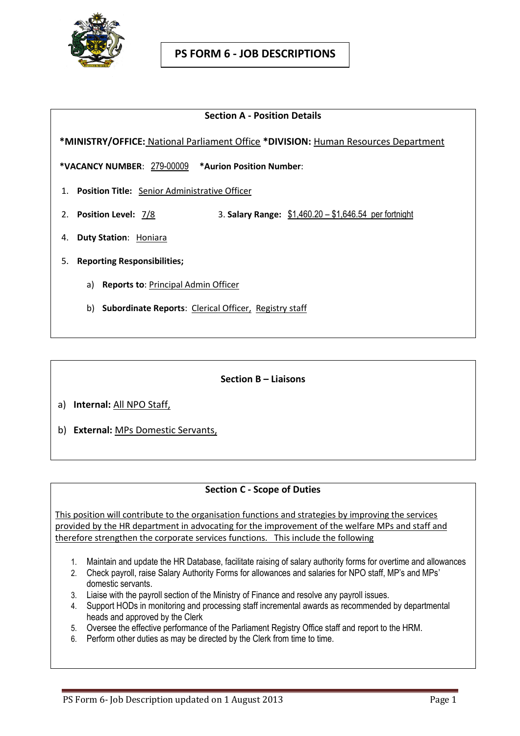# PS FORM 6 - JOB DESCRIPTIONS

## Section A - Position Details

**\*MINISTRY/OFFICE:** National Parliament Office **\*DIVISION:** Human Resources Department

**\*VACANCY NUMBER**: 279-00009 **\*Aurion Position Number**:

1. **Position Title:** Senior Administrative Officer
2. **Position Level:** 7/8
3. **Salary Range:** $1,460.20 – $1,646.54 per fortnight
4. **Duty Station**: Honiara
5. **Reporting Responsibilities;**
   a) **Reports to**: Principal Admin Officer
   b) **Subordinate Reports**: Clerical Officer, Registry staff

## Section B – Liaisons

a) **Internal:** All NPO Staff,

b) **External:** MPs Domestic Servants,

## Section C - Scope of Duties

This position will contribute to the organisation functions and strategies by improving the services provided by the HR department in advocating for the improvement of the welfare MPs and staff and therefore strengthen the corporate services functions. This include the following

1. Maintain and update the HR Database, facilitate raising of salary authority forms for overtime and allowances
2. Check payroll, raise Salary Authority Forms for allowances and salaries for NPO staff, MP's and MPs' domestic servants.
3. Liaise with the payroll section of the Ministry of Finance and resolve any payroll issues.
4. Support HODs in monitoring and processing staff incremental awards as recommended by departmental heads and approved by the Clerk
5. Oversee the effective performance of the Parliament Registry Office staff and report to the HRM.
6. Perform other duties as may be directed by the Clerk from time to time.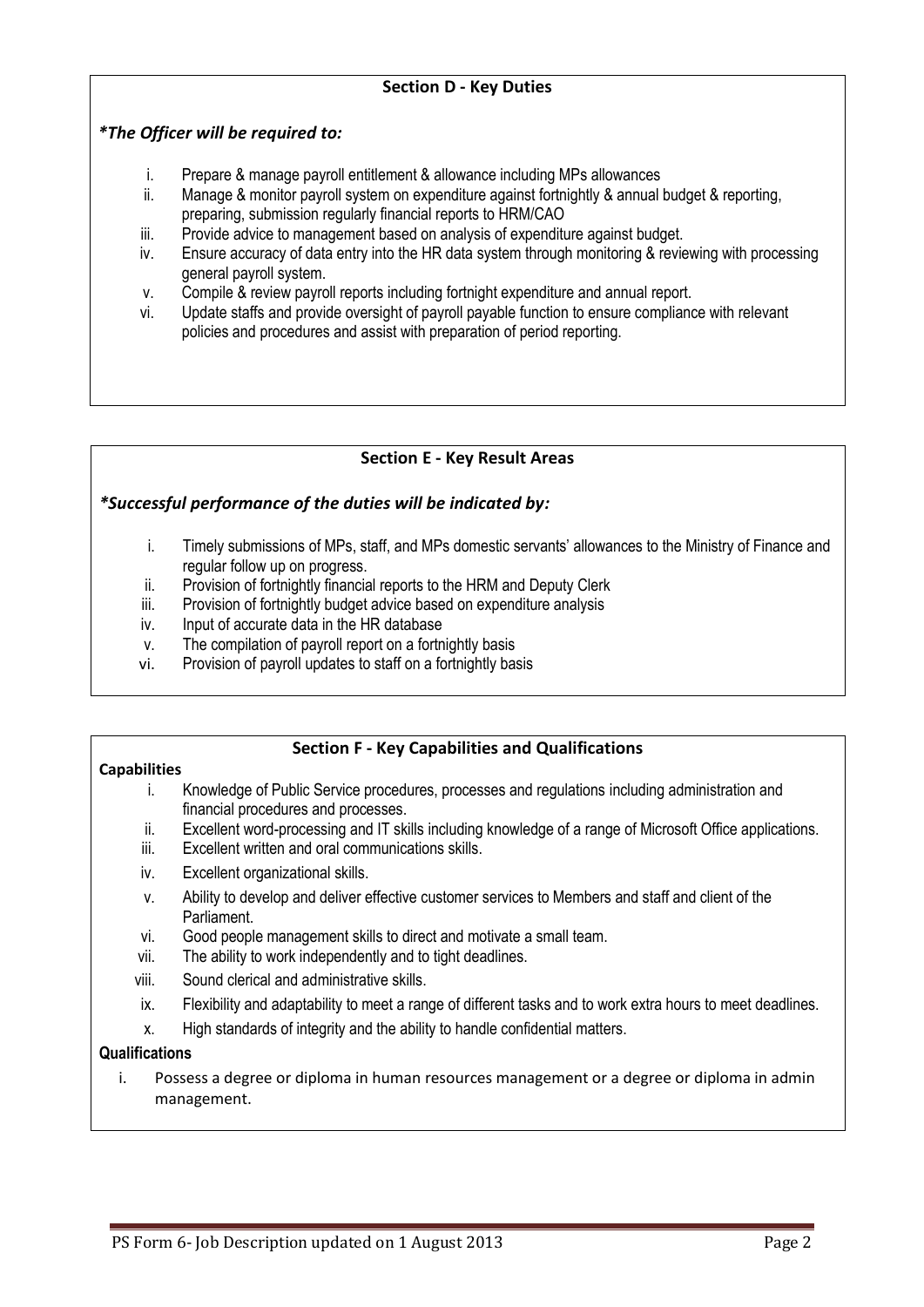## Section D - Key Duties

***The Officer will be required to:***

i. Prepare & manage payroll entitlement & allowance including MPs allowances
ii. Manage & monitor payroll system on expenditure against fortnightly & annual budget & reporting, preparing, submission regularly financial reports to HRM/CAO
iii. Provide advice to management based on analysis of expenditure against budget.
iv. Ensure accuracy of data entry into the HR data system through monitoring & reviewing with processing general payroll system.
v. Compile & review payroll reports including fortnight expenditure and annual report.
vi. Update staffs and provide oversight of payroll payable function to ensure compliance with relevant policies and procedures and assist with preparation of period reporting.

## Section E - Key Result Areas

***Successful performance of the duties will be indicated by:***

i. Timely submissions of MPs, staff, and MPs domestic servants' allowances to the Ministry of Finance and regular follow up on progress.
ii. Provision of fortnightly financial reports to the HRM and Deputy Clerk
iii. Provision of fortnightly budget advice based on expenditure analysis
iv. Input of accurate data in the HR database
v. The compilation of payroll report on a fortnightly basis
vi. Provision of payroll updates to staff on a fortnightly basis

## Section F - Key Capabilities and Qualifications

**Capabilities**

i. Knowledge of Public Service procedures, processes and regulations including administration and financial procedures and processes.
ii. Excellent word-processing and IT skills including knowledge of a range of Microsoft Office applications.
iii. Excellent written and oral communications skills.
iv. Excellent organizational skills.
v. Ability to develop and deliver effective customer services to Members and staff and client of the Parliament.
vi. Good people management skills to direct and motivate a small team.
vii. The ability to work independently and to tight deadlines.
viii. Sound clerical and administrative skills.
ix. Flexibility and adaptability to meet a range of different tasks and to work extra hours to meet deadlines.
x. High standards of integrity and the ability to handle confidential matters.

**Qualifications**

i. Possess a degree or diploma in human resources management or a degree or diploma in admin management.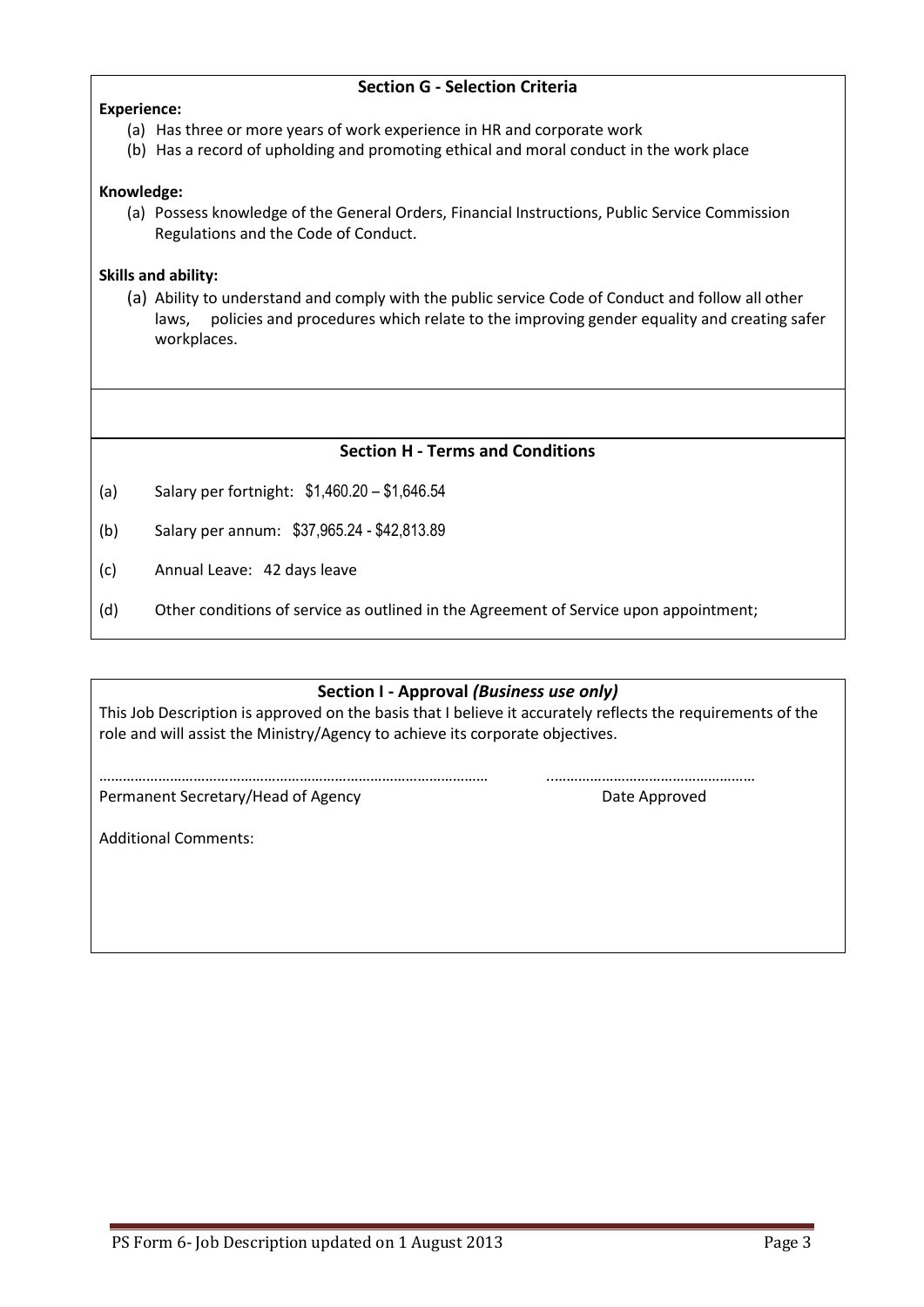## Section G - Selection Criteria

**Experience:**

(a) Has three or more years of work experience in HR and corporate work
(b) Has a record of upholding and promoting ethical and moral conduct in the work place

**Knowledge:**

(a) Possess knowledge of the General Orders, Financial Instructions, Public Service Commission Regulations and the Code of Conduct.

**Skills and ability:**

(a) Ability to understand and comply with the public service Code of Conduct and follow all other laws, policies and procedures which relate to the improving gender equality and creating safer workplaces.

## Section H - Terms and Conditions

(a) Salary per fortnight: $1,460.20 – $1,646.54

(b) Salary per annum: $37,965.24 - $42,813.89

(c) Annual Leave: 42 days leave

(d) Other conditions of service as outlined in the Agreement of Service upon appointment;

## Section I - Approval *(Business use only)*

This Job Description is approved on the basis that I believe it accurately reflects the requirements of the role and will assist the Ministry/Agency to achieve its corporate objectives.

……………………………………………………………………………………… ……………………………………………

Permanent Secretary/Head of Agency Date Approved

Additional Comments: